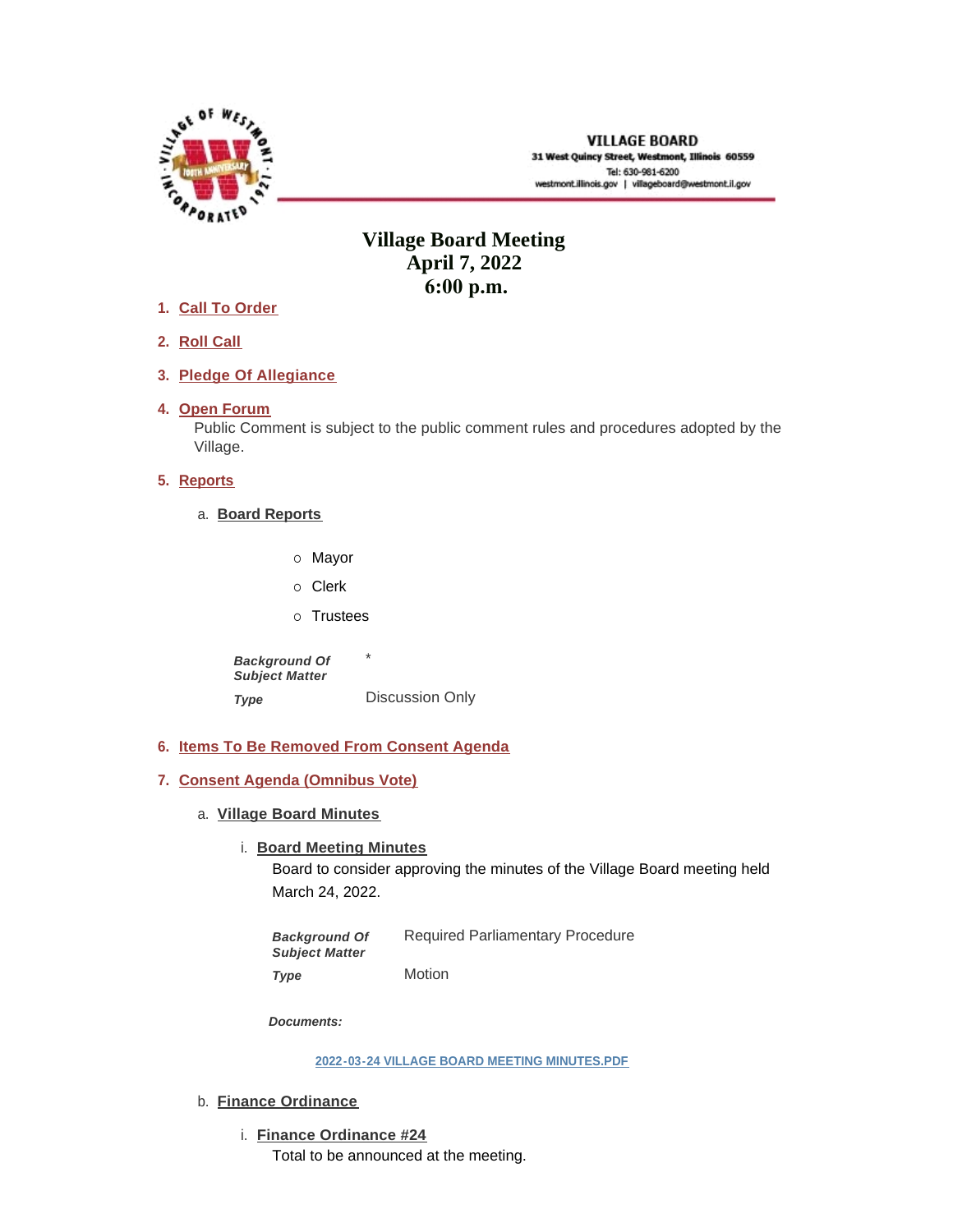**VILLAGE BOARD**
31 West Quincy Street, Westmont, Illinois 60559
Tel: 630-981-6200
westmont.illinois.gov | villageboard@westmont.il.gov

# Village Board Meeting
## April 7, 2022
## 6:00 p.m.

1. **Call To Order**

2. **Roll Call**

3. **Pledge Of Allegiance**

4. **Open Forum**
   Public Comment is subject to the public comment rules and procedures adopted by the Village.

5. **Reports**

   a. **Board Reports**

      - Mayor
      - Clerk
      - Trustees

      | | |
      |---|---|
      | ***Background Of Subject Matter*** | * |
      | ***Type*** | Discussion Only |

6. **Items To Be Removed From Consent Agenda**

7. **Consent Agenda (Omnibus Vote)**

   a. **Village Board Minutes**

      i. **Board Meeting Minutes**
         Board to consider approving the minutes of the Village Board meeting held March 24, 2022.

         | | |
         |---|---|
         | ***Background Of Subject Matter*** | Required Parliamentary Procedure |
         | ***Type*** | Motion |

         ***Documents:***

         2022-03-24 VILLAGE BOARD MEETING MINUTES.PDF

   b. **Finance Ordinance**

      i. **Finance Ordinance #24**
         Total to be announced at the meeting.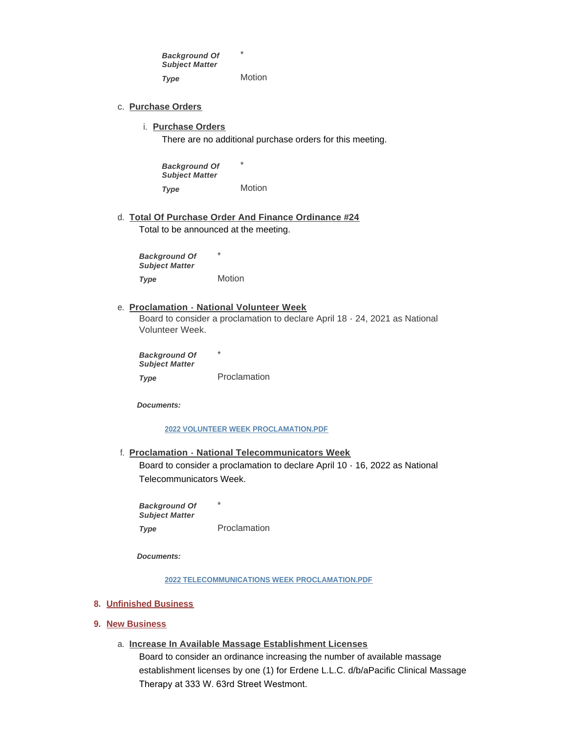| | |
|---|---|
| ***Background Of Subject Matter*** | * |
| ***Type*** | Motion |

c. **Purchase Orders**

i. **Purchase Orders**

There are no additional purchase orders for this meeting.

| | |
|---|---|
| ***Background Of Subject Matter*** | * |
| ***Type*** | Motion |

d. **Total Of Purchase Order And Finance Ordinance #24**

Total to be announced at the meeting.

| | |
|---|---|
| ***Background Of Subject Matter*** | * |
| ***Type*** | Motion |

e. **Proclamation - National Volunteer Week**

Board to consider a proclamation to declare April 18 - 24, 2021 as National Volunteer Week.

| | |
|---|---|
| ***Background Of Subject Matter*** | * |
| ***Type*** | Proclamation |

***Documents:***

2022 VOLUNTEER WEEK PROCLAMATION.PDF

f. **Proclamation - National Telecommunicators Week**

Board to consider a proclamation to declare April 10 - 16, 2022 as National Telecommunicators Week.

| | |
|---|---|
| ***Background Of Subject Matter*** | * |
| ***Type*** | Proclamation |

***Documents:***

2022 TELECOMMUNICATIONS WEEK PROCLAMATION.PDF

## 8. Unfinished Business

## 9. New Business

a. **Increase In Available Massage Establishment Licenses**

Board to consider an ordinance increasing the number of available massage establishment licenses by one (1) for Erdene L.L.C. d/b/aPacific Clinical Massage Therapy at 333 W. 63rd Street Westmont.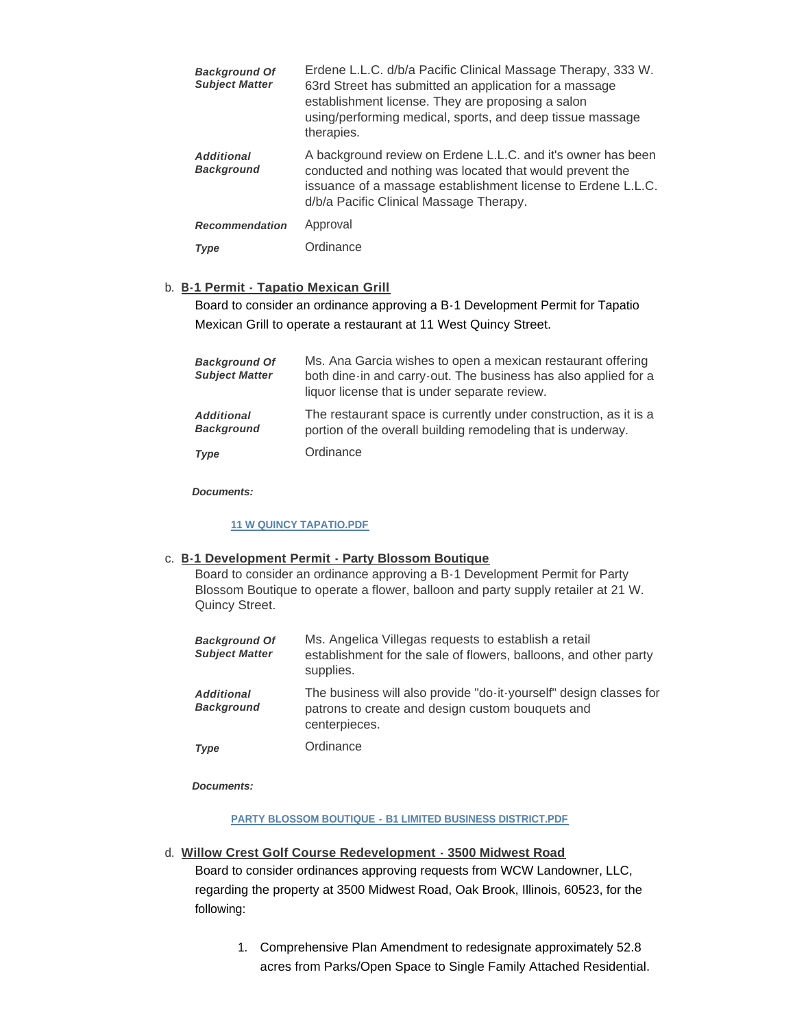| | |
|---|---|
| ***Background Of Subject Matter*** | Erdene L.L.C. d/b/a Pacific Clinical Massage Therapy, 333 W. 63rd Street has submitted an application for a massage establishment license. They are proposing a salon using/performing medical, sports, and deep tissue massage therapies. |
| ***Additional Background*** | A background review on Erdene L.L.C. and it's owner has been conducted and nothing was located that would prevent the issuance of a massage establishment license to Erdene L.L.C. d/b/a Pacific Clinical Massage Therapy. |
| ***Recommendation*** | Approval |
| ***Type*** | Ordinance |

b. **B-1 Permit - Tapatio Mexican Grill**

Board to consider an ordinance approving a B-1 Development Permit for Tapatio Mexican Grill to operate a restaurant at 11 West Quincy Street.

| | |
|---|---|
| ***Background Of Subject Matter*** | Ms. Ana Garcia wishes to open a mexican restaurant offering both dine-in and carry-out. The business has also applied for a liquor license that is under separate review. |
| ***Additional Background*** | The restaurant space is currently under construction, as it is a portion of the overall building remodeling that is underway. |
| ***Type*** | Ordinance |

***Documents:***

**11 W QUINCY TAPATIO.PDF**

c. **B-1 Development Permit - Party Blossom Boutique**

Board to consider an ordinance approving a B-1 Development Permit for Party Blossom Boutique to operate a flower, balloon and party supply retailer at 21 W. Quincy Street.

| | |
|---|---|
| ***Background Of Subject Matter*** | Ms. Angelica Villegas requests to establish a retail establishment for the sale of flowers, balloons, and other party supplies. |
| ***Additional Background*** | The business will also provide "do-it-yourself" design classes for patrons to create and design custom bouquets and centerpieces. |
| ***Type*** | Ordinance |

***Documents:***

**PARTY BLOSSOM BOUTIQUE - B1 LIMITED BUSINESS DISTRICT.PDF**

d. **Willow Crest Golf Course Redevelopment - 3500 Midwest Road**

Board to consider ordinances approving requests from WCW Landowner, LLC, regarding the property at 3500 Midwest Road, Oak Brook, Illinois, 60523, for the following:

1. Comprehensive Plan Amendment to redesignate approximately 52.8 acres from Parks/Open Space to Single Family Attached Residential.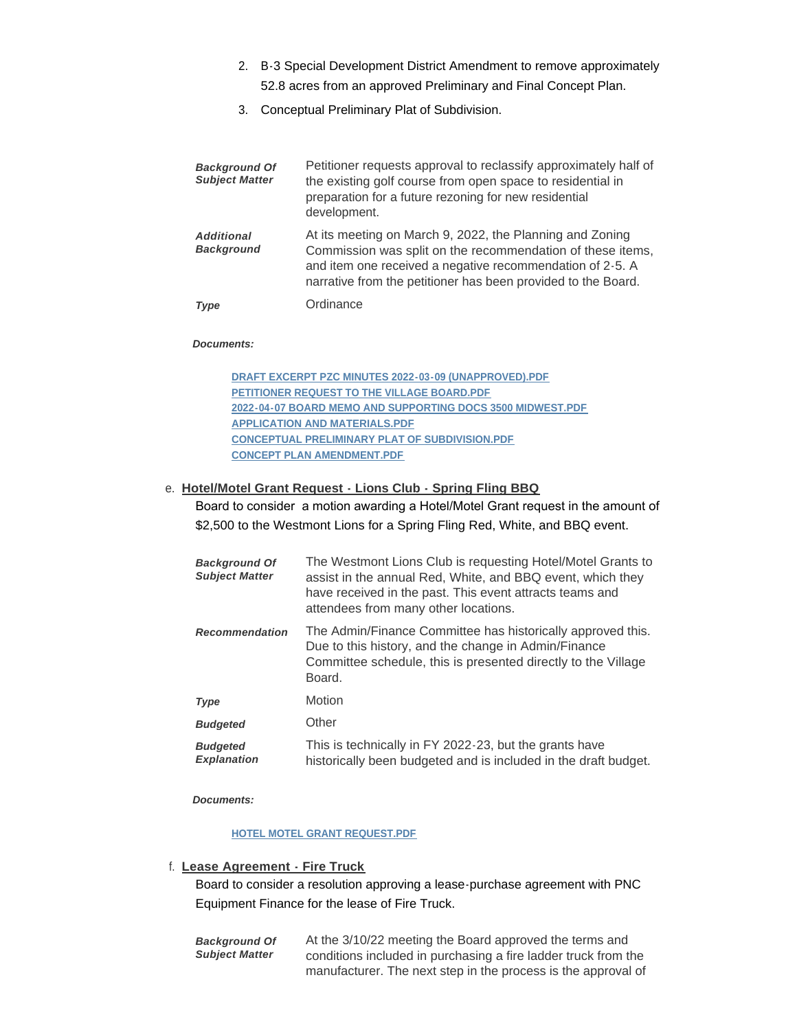2. B-3 Special Development District Amendment to remove approximately 52.8 acres from an approved Preliminary and Final Concept Plan.
3. Conceptual Preliminary Plat of Subdivision.

| | |
|---|---|
| ***Background Of Subject Matter*** | Petitioner requests approval to reclassify approximately half of the existing golf course from open space to residential in preparation for a future rezoning for new residential development. |
| ***Additional Background*** | At its meeting on March 9, 2022, the Planning and Zoning Commission was split on the recommendation of these items, and item one received a negative recommendation of 2-5. A narrative from the petitioner has been provided to the Board. |
| ***Type*** | Ordinance |

***Documents:***

- DRAFT EXCERPT PZC MINUTES 2022-03-09 (UNAPPROVED).PDF
- PETITIONER REQUEST TO THE VILLAGE BOARD.PDF
- 2022-04-07 BOARD MEMO AND SUPPORTING DOCS 3500 MIDWEST.PDF
- APPLICATION AND MATERIALS.PDF
- CONCEPTUAL PRELIMINARY PLAT OF SUBDIVISION.PDF
- CONCEPT PLAN AMENDMENT.PDF

e. **Hotel/Motel Grant Request - Lions Club - Spring Fling BBQ**

Board to consider a motion awarding a Hotel/Motel Grant request in the amount of $2,500 to the Westmont Lions for a Spring Fling Red, White, and BBQ event.

| | |
|---|---|
| ***Background Of Subject Matter*** | The Westmont Lions Club is requesting Hotel/Motel Grants to assist in the annual Red, White, and BBQ event, which they have received in the past. This event attracts teams and attendees from many other locations. |
| ***Recommendation*** | The Admin/Finance Committee has historically approved this. Due to this history, and the change in Admin/Finance Committee schedule, this is presented directly to the Village Board. |
| ***Type*** | Motion |
| ***Budgeted*** | Other |
| ***Budgeted Explanation*** | This is technically in FY 2022-23, but the grants have historically been budgeted and is included in the draft budget. |

***Documents:***

- HOTEL MOTEL GRANT REQUEST.PDF

f. **Lease Agreement - Fire Truck**

Board to consider a resolution approving a lease-purchase agreement with PNC Equipment Finance for the lease of Fire Truck.

| | |
|---|---|
| ***Background Of Subject Matter*** | At the 3/10/22 meeting the Board approved the terms and conditions included in purchasing a fire ladder truck from the manufacturer. The next step in the process is the approval of |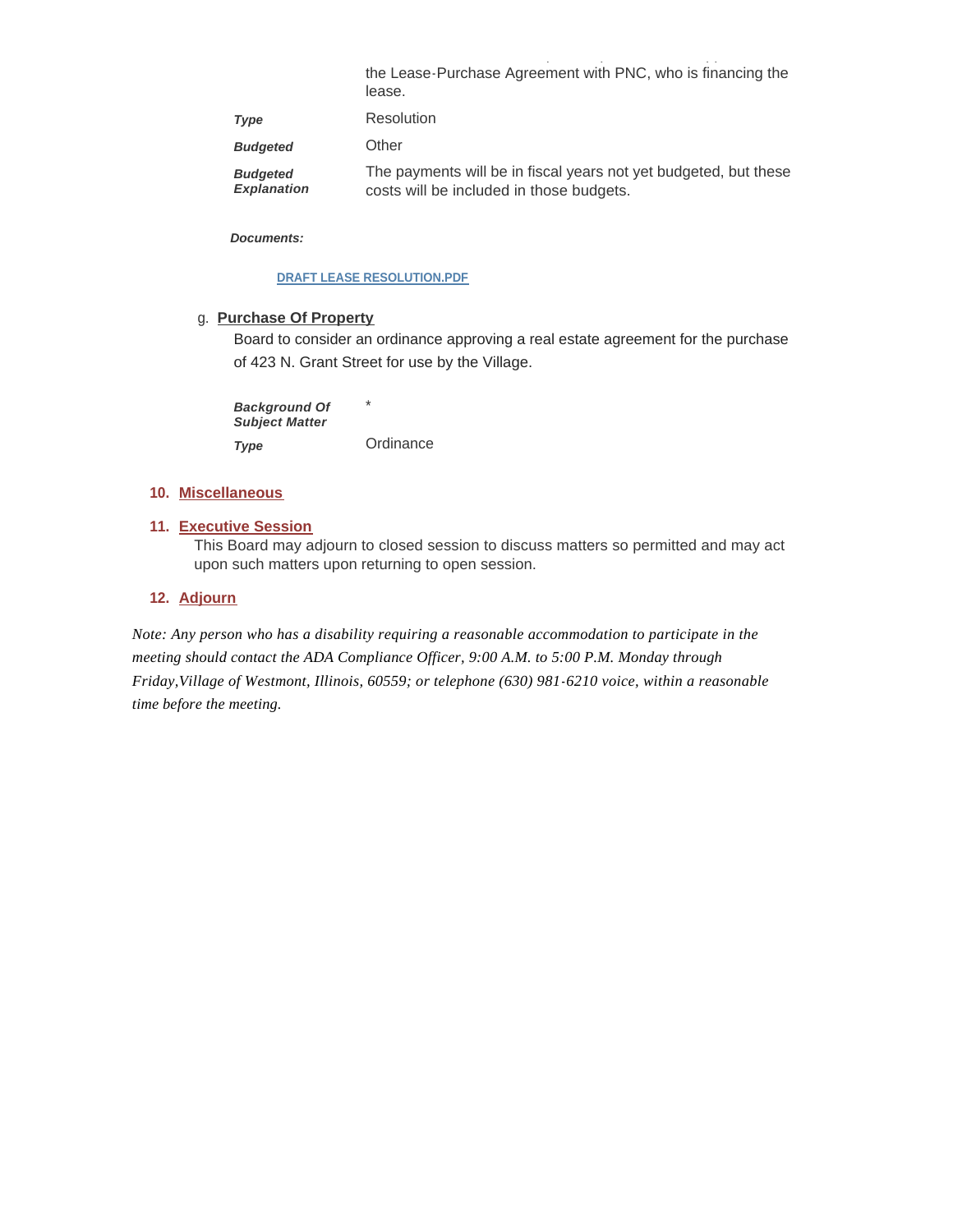the Lease-Purchase Agreement with PNC, who is financing the lease.

| | |
|---|---|
| ***Type*** | Resolution |
| ***Budgeted*** | Other |
| ***Budgeted Explanation*** | The payments will be in fiscal years not yet budgeted, but these costs will be included in those budgets. |

***Documents:***

DRAFT LEASE RESOLUTION.PDF

g. **Purchase Of Property**

Board to consider an ordinance approving a real estate agreement for the purchase of 423 N. Grant Street for use by the Village.

| | |
|---|---|
| ***Background Of Subject Matter*** | * |
| ***Type*** | Ordinance |

**10. Miscellaneous**

**11. Executive Session**

This Board may adjourn to closed session to discuss matters so permitted and may act upon such matters upon returning to open session.

**12. Adjourn**

*Note: Any person who has a disability requiring a reasonable accommodation to participate in the meeting should contact the ADA Compliance Officer, 9:00 A.M. to 5:00 P.M. Monday through Friday,Village of Westmont, Illinois, 60559; or telephone (630) 981-6210 voice, within a reasonable time before the meeting.*